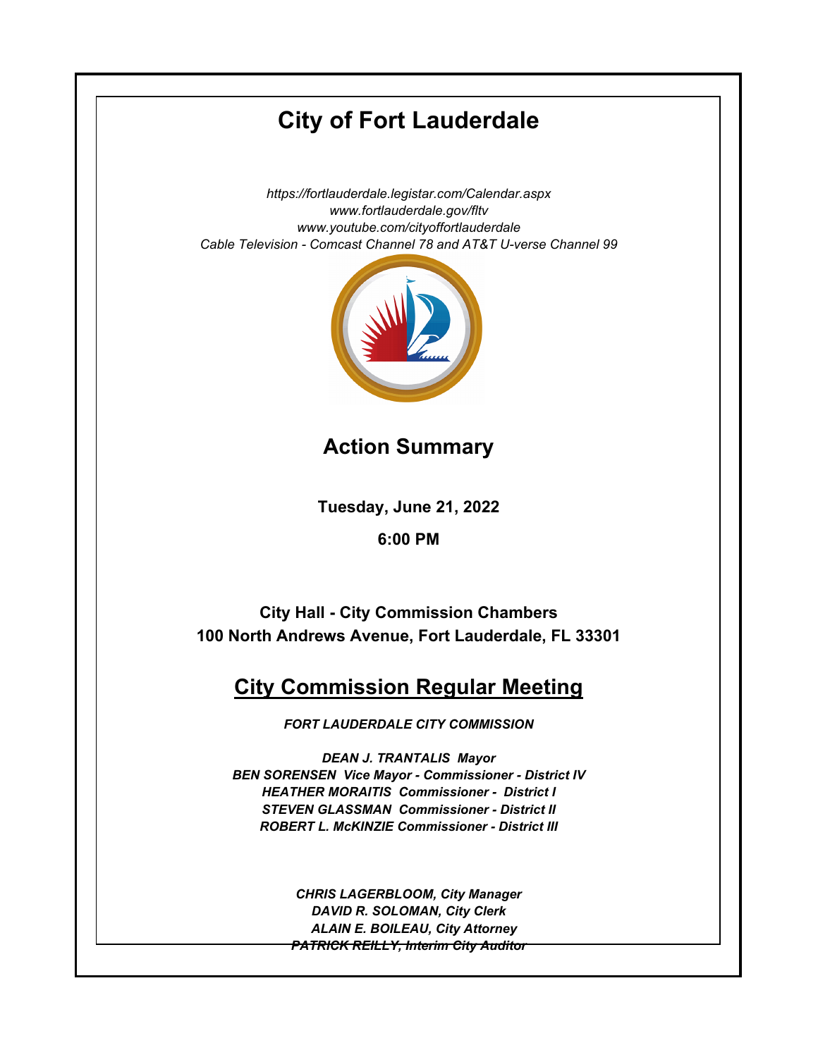# City of Fort Lauderdale

*https://fortlauderdale.legistar.com/Calendar.aspx*
*www.fortlauderdale.gov/fltv*
*www.youtube.com/cityoffortlauderdale*
*Cable Television - Comcast Channel 78 and AT&T U-verse Channel 99*

## Action Summary

**Tuesday, June 21, 2022**

**6:00 PM**

**City Hall - City Commission Chambers**
**100 North Andrews Avenue, Fort Lauderdale, FL 33301**

## City Commission Regular Meeting

***FORT LAUDERDALE CITY COMMISSION***

***DEAN J. TRANTALIS Mayor***
***BEN SORENSEN Vice Mayor - Commissioner - District IV***
***HEATHER MORAITIS Commissioner - District I***
***STEVEN GLASSMAN Commissioner - District II***
***ROBERT L. McKINZIE Commissioner - District III***

***CHRIS LAGERBLOOM, City Manager***
***DAVID R. SOLOMAN, City Clerk***
***ALAIN E. BOILEAU, City Attorney***
***PATRICK REILLY, Interim City Auditor***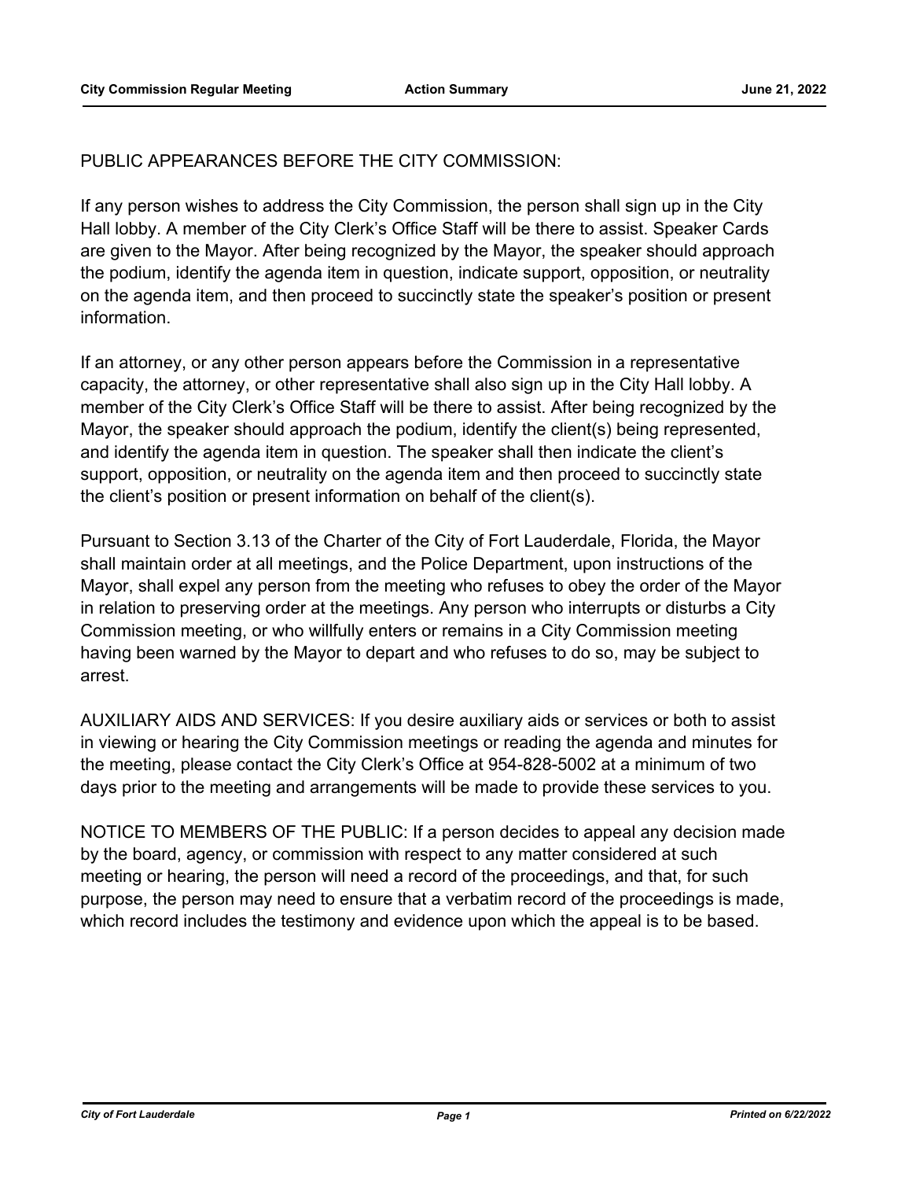PUBLIC APPEARANCES BEFORE THE CITY COMMISSION:

If any person wishes to address the City Commission, the person shall sign up in the City Hall lobby. A member of the City Clerk's Office Staff will be there to assist. Speaker Cards are given to the Mayor. After being recognized by the Mayor, the speaker should approach the podium, identify the agenda item in question, indicate support, opposition, or neutrality on the agenda item, and then proceed to succinctly state the speaker's position or present information.

If an attorney, or any other person appears before the Commission in a representative capacity, the attorney, or other representative shall also sign up in the City Hall lobby. A member of the City Clerk's Office Staff will be there to assist. After being recognized by the Mayor, the speaker should approach the podium, identify the client(s) being represented, and identify the agenda item in question. The speaker shall then indicate the client's support, opposition, or neutrality on the agenda item and then proceed to succinctly state the client's position or present information on behalf of the client(s).

Pursuant to Section 3.13 of the Charter of the City of Fort Lauderdale, Florida, the Mayor shall maintain order at all meetings, and the Police Department, upon instructions of the Mayor, shall expel any person from the meeting who refuses to obey the order of the Mayor in relation to preserving order at the meetings. Any person who interrupts or disturbs a City Commission meeting, or who willfully enters or remains in a City Commission meeting having been warned by the Mayor to depart and who refuses to do so, may be subject to arrest.

AUXILIARY AIDS AND SERVICES: If you desire auxiliary aids or services or both to assist in viewing or hearing the City Commission meetings or reading the agenda and minutes for the meeting, please contact the City Clerk's Office at 954-828-5002 at a minimum of two days prior to the meeting and arrangements will be made to provide these services to you.

NOTICE TO MEMBERS OF THE PUBLIC: If a person decides to appeal any decision made by the board, agency, or commission with respect to any matter considered at such meeting or hearing, the person will need a record of the proceedings, and that, for such purpose, the person may need to ensure that a verbatim record of the proceedings is made, which record includes the testimony and evidence upon which the appeal is to be based.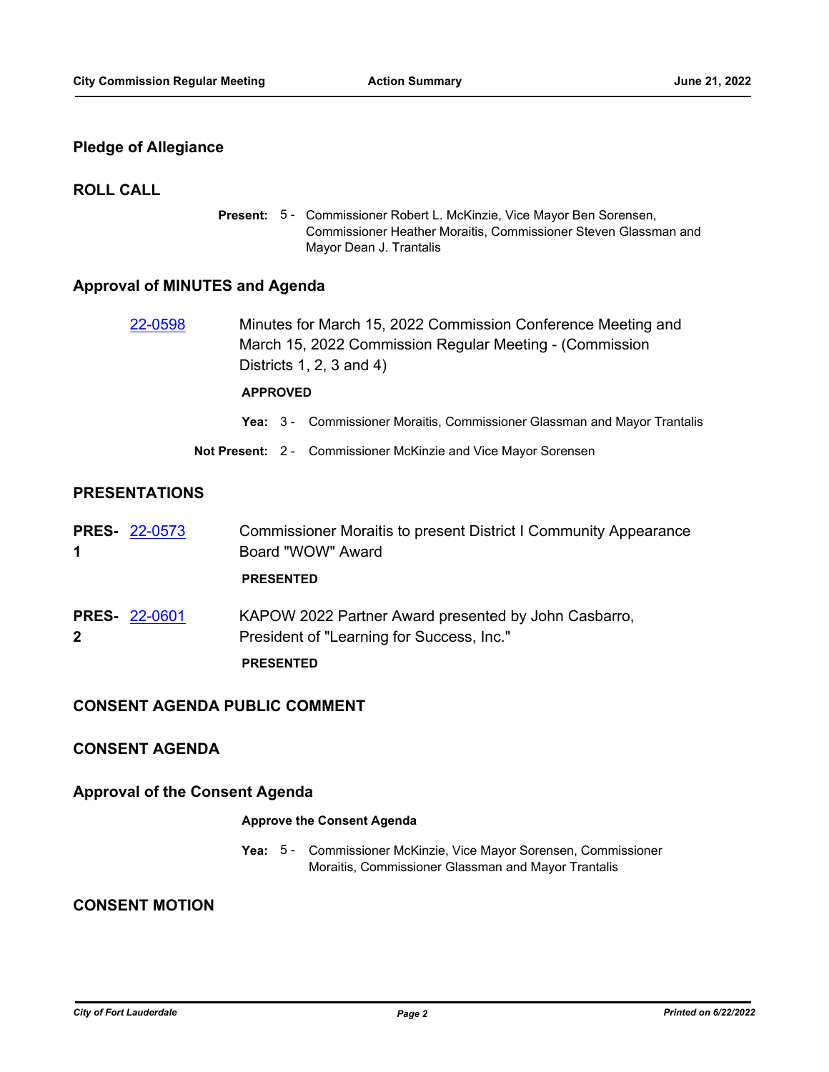## Pledge of Allegiance

## ROLL CALL

**Present:** 5 - Commissioner Robert L. McKinzie, Vice Mayor Ben Sorensen, Commissioner Heather Moraitis, Commissioner Steven Glassman and Mayor Dean J. Trantalis

## Approval of MINUTES and Agenda

22-0598 Minutes for March 15, 2022 Commission Conference Meeting and March 15, 2022 Commission Regular Meeting - (Commission Districts 1, 2, 3 and 4)

**APPROVED**

**Yea:** 3 - Commissioner Moraitis, Commissioner Glassman and Mayor Trantalis

**Not Present:** 2 - Commissioner McKinzie and Vice Mayor Sorensen

## PRESENTATIONS

**PRES-1** 22-0573 Commissioner Moraitis to present District I Community Appearance Board "WOW" Award

**PRESENTED**

**PRES-2** 22-0601 KAPOW 2022 Partner Award presented by John Casbarro, President of "Learning for Success, Inc."

**PRESENTED**

## CONSENT AGENDA PUBLIC COMMENT

## CONSENT AGENDA

## Approval of the Consent Agenda

**Approve the Consent Agenda**

**Yea:** 5 - Commissioner McKinzie, Vice Mayor Sorensen, Commissioner Moraitis, Commissioner Glassman and Mayor Trantalis

## CONSENT MOTION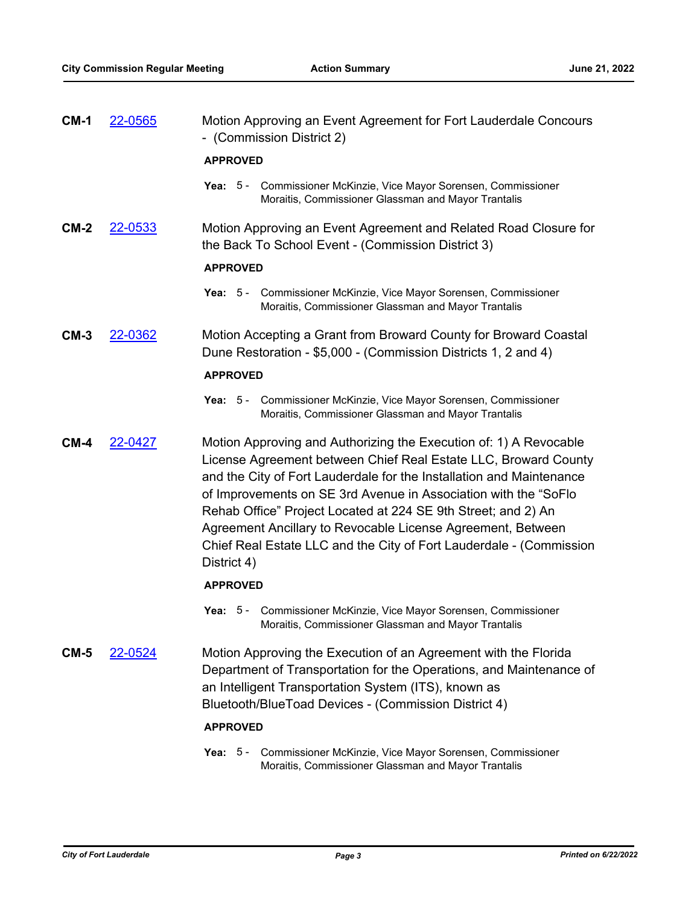**CM-1** 22-0565 Motion Approving an Event Agreement for Fort Lauderdale Concours - (Commission District 2)

**APPROVED**

**Yea:** 5 - Commissioner McKinzie, Vice Mayor Sorensen, Commissioner Moraitis, Commissioner Glassman and Mayor Trantalis

**CM-2** 22-0533 Motion Approving an Event Agreement and Related Road Closure for the Back To School Event - (Commission District 3)

**APPROVED**

**Yea:** 5 - Commissioner McKinzie, Vice Mayor Sorensen, Commissioner Moraitis, Commissioner Glassman and Mayor Trantalis

**CM-3** 22-0362 Motion Accepting a Grant from Broward County for Broward Coastal Dune Restoration - $5,000 - (Commission Districts 1, 2 and 4)

**APPROVED**

**Yea:** 5 - Commissioner McKinzie, Vice Mayor Sorensen, Commissioner Moraitis, Commissioner Glassman and Mayor Trantalis

**CM-4** 22-0427 Motion Approving and Authorizing the Execution of: 1) A Revocable License Agreement between Chief Real Estate LLC, Broward County and the City of Fort Lauderdale for the Installation and Maintenance of Improvements on SE 3rd Avenue in Association with the "SoFlo Rehab Office" Project Located at 224 SE 9th Street; and 2) An Agreement Ancillary to Revocable License Agreement, Between Chief Real Estate LLC and the City of Fort Lauderdale - (Commission District 4)

**APPROVED**

**Yea:** 5 - Commissioner McKinzie, Vice Mayor Sorensen, Commissioner Moraitis, Commissioner Glassman and Mayor Trantalis

**CM-5** 22-0524 Motion Approving the Execution of an Agreement with the Florida Department of Transportation for the Operations, and Maintenance of an Intelligent Transportation System (ITS), known as Bluetooth/BlueToad Devices - (Commission District 4)

**APPROVED**

**Yea:** 5 - Commissioner McKinzie, Vice Mayor Sorensen, Commissioner Moraitis, Commissioner Glassman and Mayor Trantalis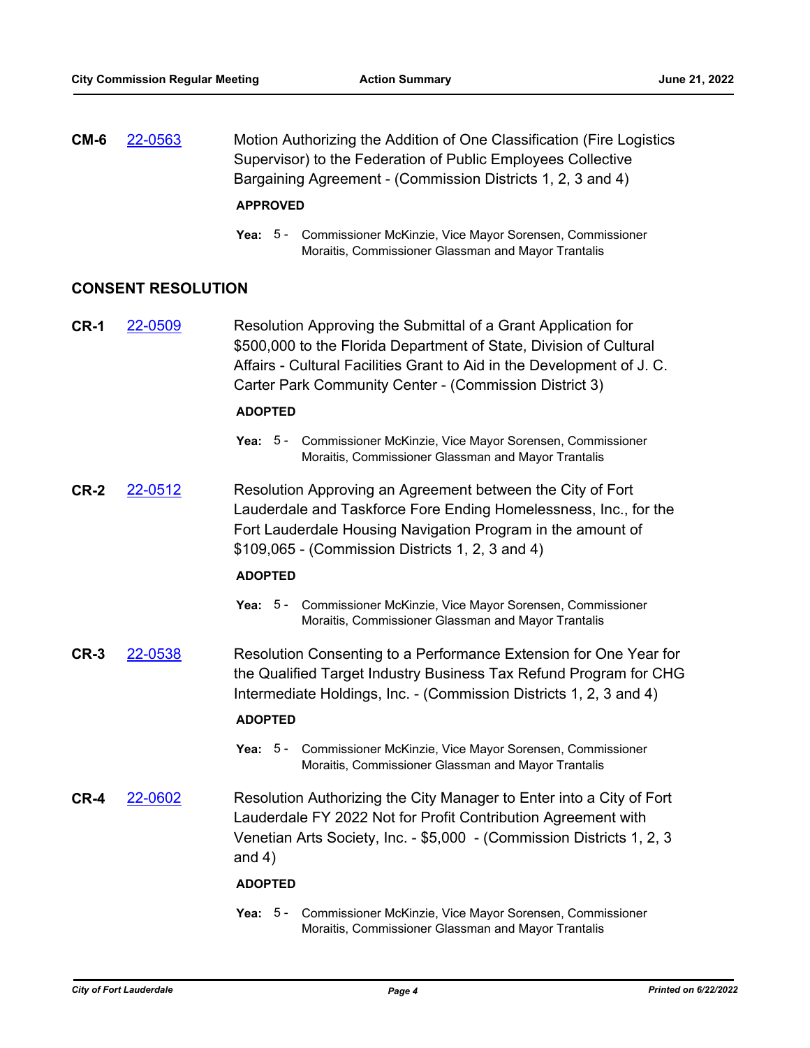**CM-6** 22-0563 Motion Authorizing the Addition of One Classification (Fire Logistics Supervisor) to the Federation of Public Employees Collective Bargaining Agreement - (Commission Districts 1, 2, 3 and 4)

**APPROVED**

**Yea:** 5 - Commissioner McKinzie, Vice Mayor Sorensen, Commissioner Moraitis, Commissioner Glassman and Mayor Trantalis

## CONSENT RESOLUTION

**CR-1** 22-0509 Resolution Approving the Submittal of a Grant Application for $500,000 to the Florida Department of State, Division of Cultural Affairs - Cultural Facilities Grant to Aid in the Development of J. C. Carter Park Community Center - (Commission District 3)

**ADOPTED**

**Yea:** 5 - Commissioner McKinzie, Vice Mayor Sorensen, Commissioner Moraitis, Commissioner Glassman and Mayor Trantalis

**CR-2** 22-0512 Resolution Approving an Agreement between the City of Fort Lauderdale and Taskforce Fore Ending Homelessness, Inc., for the Fort Lauderdale Housing Navigation Program in the amount of $109,065 - (Commission Districts 1, 2, 3 and 4)

**ADOPTED**

**Yea:** 5 - Commissioner McKinzie, Vice Mayor Sorensen, Commissioner Moraitis, Commissioner Glassman and Mayor Trantalis

**CR-3** 22-0538 Resolution Consenting to a Performance Extension for One Year for the Qualified Target Industry Business Tax Refund Program for CHG Intermediate Holdings, Inc. - (Commission Districts 1, 2, 3 and 4)

**ADOPTED**

**Yea:** 5 - Commissioner McKinzie, Vice Mayor Sorensen, Commissioner Moraitis, Commissioner Glassman and Mayor Trantalis

**CR-4** 22-0602 Resolution Authorizing the City Manager to Enter into a City of Fort Lauderdale FY 2022 Not for Profit Contribution Agreement with Venetian Arts Society, Inc. - $5,000 - (Commission Districts 1, 2, 3 and 4)

**ADOPTED**

**Yea:** 5 - Commissioner McKinzie, Vice Mayor Sorensen, Commissioner Moraitis, Commissioner Glassman and Mayor Trantalis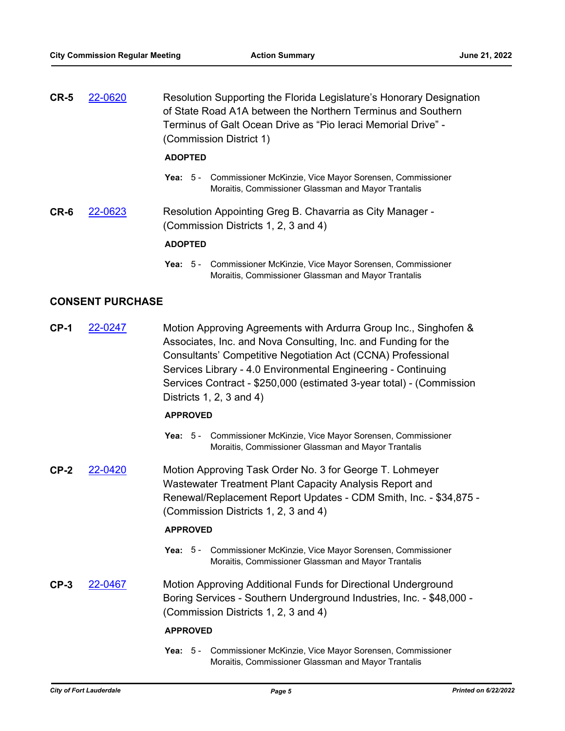**CR-5** 22-0620 Resolution Supporting the Florida Legislature's Honorary Designation of State Road A1A between the Northern Terminus and Southern Terminus of Galt Ocean Drive as "Pio Ieraci Memorial Drive" - (Commission District 1)

**ADOPTED**

**Yea:** 5 - Commissioner McKinzie, Vice Mayor Sorensen, Commissioner Moraitis, Commissioner Glassman and Mayor Trantalis

**CR-6** 22-0623 Resolution Appointing Greg B. Chavarria as City Manager - (Commission Districts 1, 2, 3 and 4)

**ADOPTED**

**Yea:** 5 - Commissioner McKinzie, Vice Mayor Sorensen, Commissioner Moraitis, Commissioner Glassman and Mayor Trantalis

## CONSENT PURCHASE

**CP-1** 22-0247 Motion Approving Agreements with Ardurra Group Inc., Singhofen & Associates, Inc. and Nova Consulting, Inc. and Funding for the Consultants' Competitive Negotiation Act (CCNA) Professional Services Library - 4.0 Environmental Engineering - Continuing Services Contract - $250,000 (estimated 3-year total) - (Commission Districts 1, 2, 3 and 4)

**APPROVED**

**Yea:** 5 - Commissioner McKinzie, Vice Mayor Sorensen, Commissioner Moraitis, Commissioner Glassman and Mayor Trantalis

**CP-2** 22-0420 Motion Approving Task Order No. 3 for George T. Lohmeyer Wastewater Treatment Plant Capacity Analysis Report and Renewal/Replacement Report Updates - CDM Smith, Inc. - $34,875 - (Commission Districts 1, 2, 3 and 4)

**APPROVED**

**Yea:** 5 - Commissioner McKinzie, Vice Mayor Sorensen, Commissioner Moraitis, Commissioner Glassman and Mayor Trantalis

**CP-3** 22-0467 Motion Approving Additional Funds for Directional Underground Boring Services - Southern Underground Industries, Inc. - $48,000 - (Commission Districts 1, 2, 3 and 4)

**APPROVED**

**Yea:** 5 - Commissioner McKinzie, Vice Mayor Sorensen, Commissioner Moraitis, Commissioner Glassman and Mayor Trantalis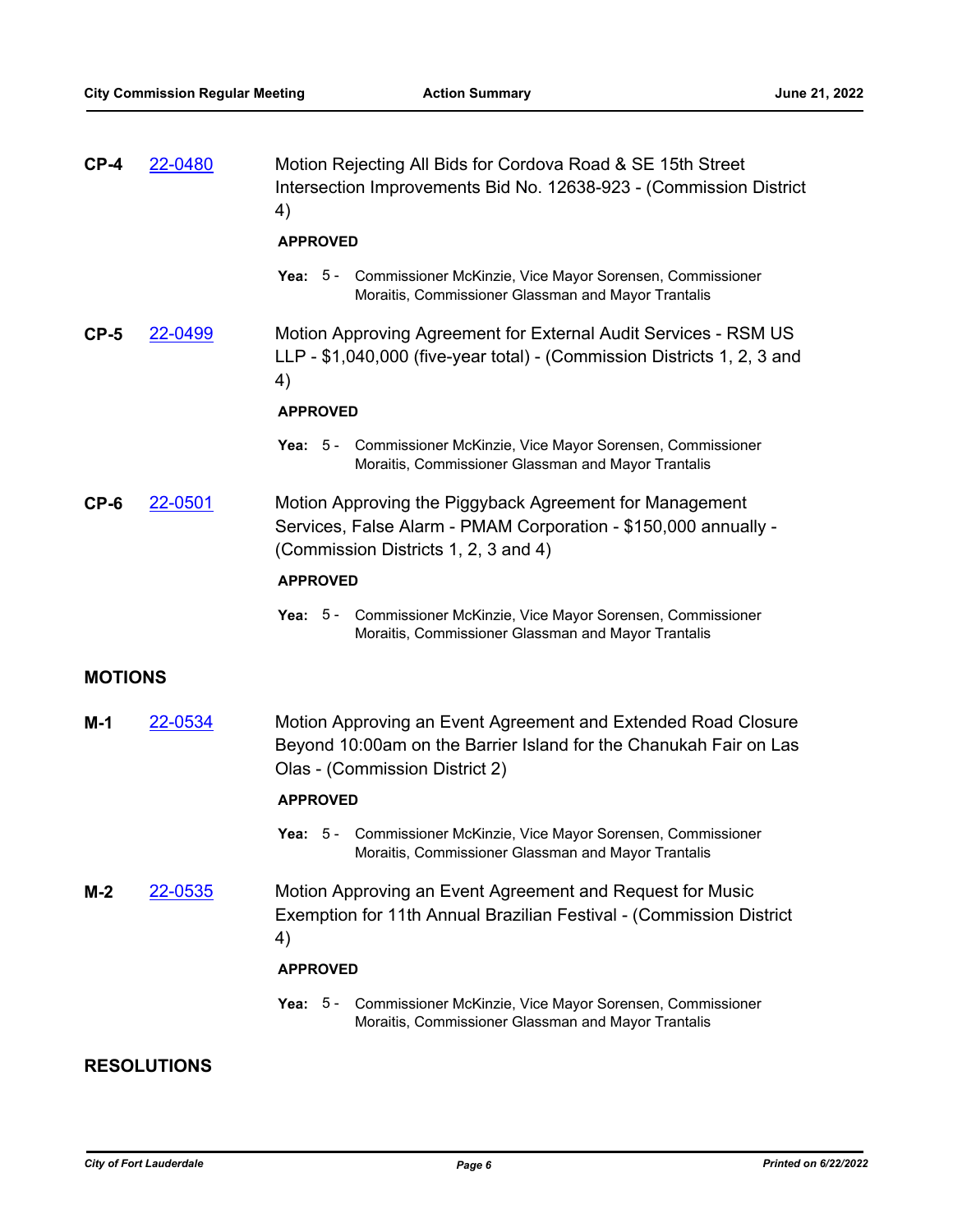**CP-4** 22-0480 Motion Rejecting All Bids for Cordova Road & SE 15th Street Intersection Improvements Bid No. 12638-923 - (Commission District 4)

**APPROVED**

**Yea:** 5 - Commissioner McKinzie, Vice Mayor Sorensen, Commissioner Moraitis, Commissioner Glassman and Mayor Trantalis

**CP-5** 22-0499 Motion Approving Agreement for External Audit Services - RSM US LLP - $1,040,000 (five-year total) - (Commission Districts 1, 2, 3 and 4)

**APPROVED**

**Yea:** 5 - Commissioner McKinzie, Vice Mayor Sorensen, Commissioner Moraitis, Commissioner Glassman and Mayor Trantalis

**CP-6** 22-0501 Motion Approving the Piggyback Agreement for Management Services, False Alarm - PMAM Corporation - $150,000 annually - (Commission Districts 1, 2, 3 and 4)

**APPROVED**

**Yea:** 5 - Commissioner McKinzie, Vice Mayor Sorensen, Commissioner Moraitis, Commissioner Glassman and Mayor Trantalis

## MOTIONS

**M-1** 22-0534 Motion Approving an Event Agreement and Extended Road Closure Beyond 10:00am on the Barrier Island for the Chanukah Fair on Las Olas - (Commission District 2)

**APPROVED**

**Yea:** 5 - Commissioner McKinzie, Vice Mayor Sorensen, Commissioner Moraitis, Commissioner Glassman and Mayor Trantalis

**M-2** 22-0535 Motion Approving an Event Agreement and Request for Music Exemption for 11th Annual Brazilian Festival - (Commission District 4)

**APPROVED**

**Yea:** 5 - Commissioner McKinzie, Vice Mayor Sorensen, Commissioner Moraitis, Commissioner Glassman and Mayor Trantalis

## RESOLUTIONS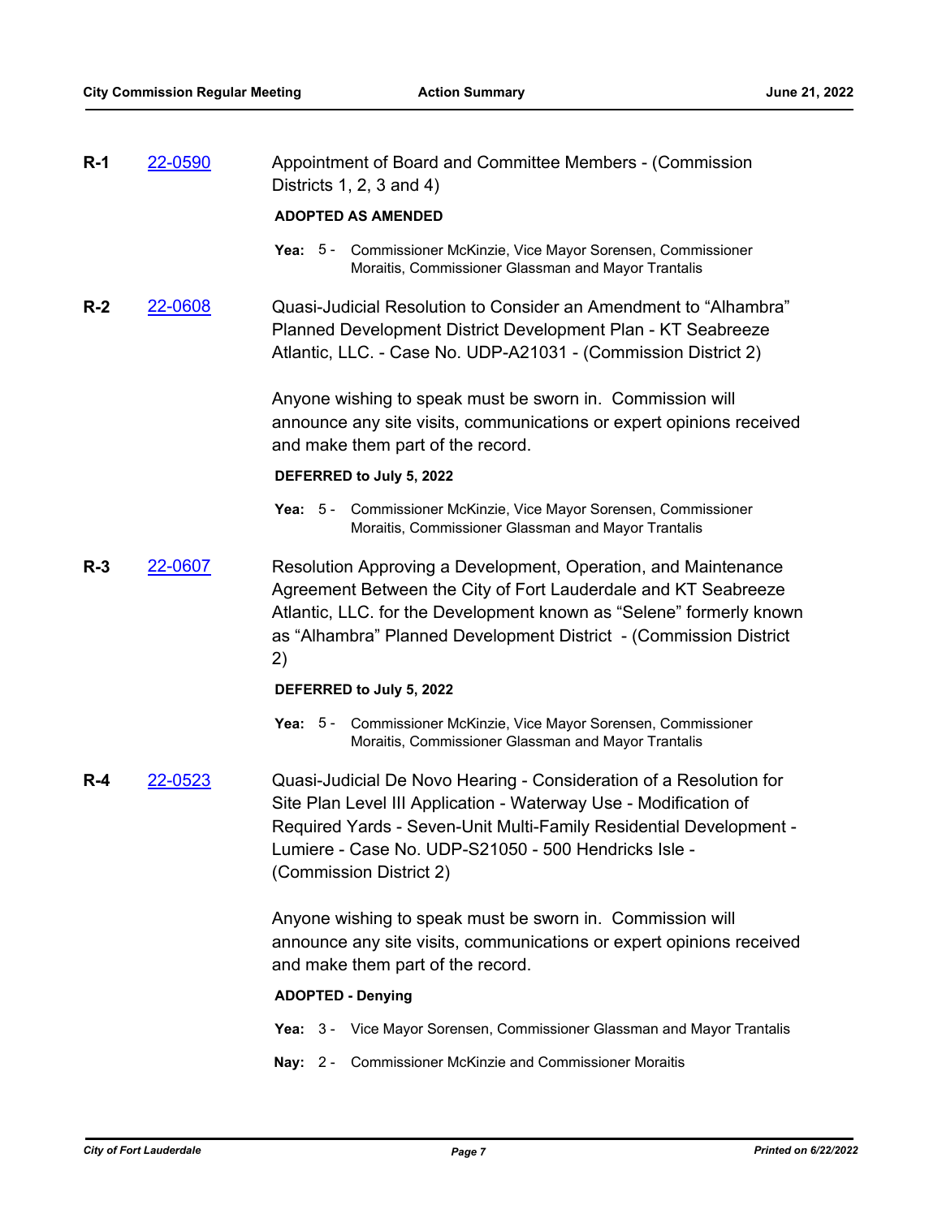**R-1** [22-0590](22-0590) Appointment of Board and Committee Members - (Commission Districts 1, 2, 3 and 4)

**ADOPTED AS AMENDED**

**Yea:** 5 - Commissioner McKinzie, Vice Mayor Sorensen, Commissioner Moraitis, Commissioner Glassman and Mayor Trantalis

**R-2** [22-0608](22-0608) Quasi-Judicial Resolution to Consider an Amendment to "Alhambra" Planned Development District Development Plan - KT Seabreeze Atlantic, LLC. - Case No. UDP-A21031 - (Commission District 2)

Anyone wishing to speak must be sworn in. Commission will announce any site visits, communications or expert opinions received and make them part of the record.

**DEFERRED to July 5, 2022**

**Yea:** 5 - Commissioner McKinzie, Vice Mayor Sorensen, Commissioner Moraitis, Commissioner Glassman and Mayor Trantalis

**R-3** [22-0607](22-0607) Resolution Approving a Development, Operation, and Maintenance Agreement Between the City of Fort Lauderdale and KT Seabreeze Atlantic, LLC. for the Development known as "Selene" formerly known as "Alhambra" Planned Development District - (Commission District 2)

**DEFERRED to July 5, 2022**

**Yea:** 5 - Commissioner McKinzie, Vice Mayor Sorensen, Commissioner Moraitis, Commissioner Glassman and Mayor Trantalis

**R-4** [22-0523](22-0523) Quasi-Judicial De Novo Hearing - Consideration of a Resolution for Site Plan Level III Application - Waterway Use - Modification of Required Yards - Seven-Unit Multi-Family Residential Development - Lumiere - Case No. UDP-S21050 - 500 Hendricks Isle - (Commission District 2)

Anyone wishing to speak must be sworn in. Commission will announce any site visits, communications or expert opinions received and make them part of the record.

**ADOPTED - Denying**

**Yea:** 3 - Vice Mayor Sorensen, Commissioner Glassman and Mayor Trantalis

**Nay:** 2 - Commissioner McKinzie and Commissioner Moraitis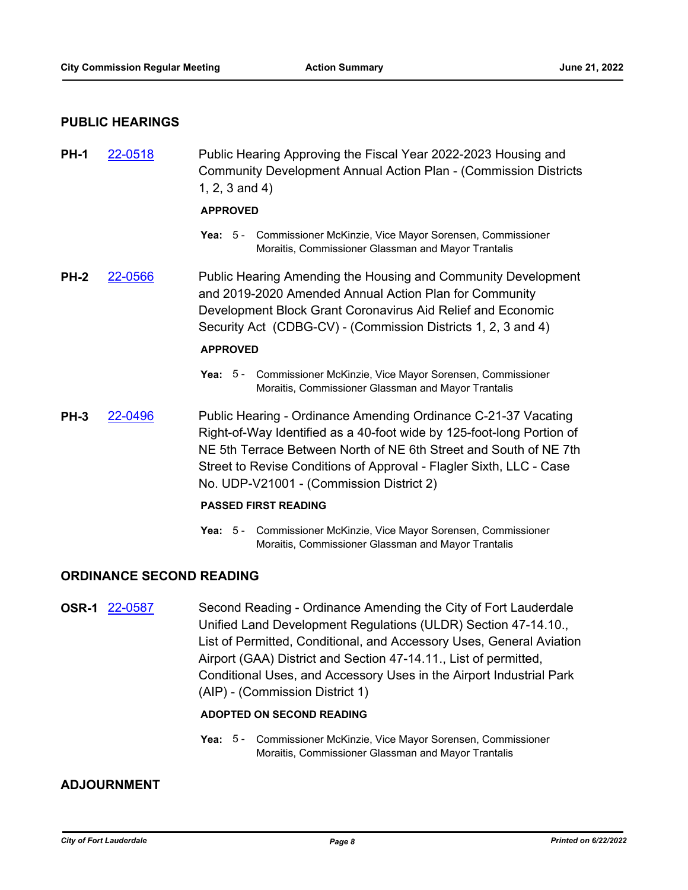## PUBLIC HEARINGS

**PH-1** 22-0518 Public Hearing Approving the Fiscal Year 2022-2023 Housing and Community Development Annual Action Plan - (Commission Districts 1, 2, 3 and 4)

**APPROVED**

**Yea:** 5 - Commissioner McKinzie, Vice Mayor Sorensen, Commissioner Moraitis, Commissioner Glassman and Mayor Trantalis

**PH-2** 22-0566 Public Hearing Amending the Housing and Community Development and 2019-2020 Amended Annual Action Plan for Community Development Block Grant Coronavirus Aid Relief and Economic Security Act (CDBG-CV) - (Commission Districts 1, 2, 3 and 4)

**APPROVED**

**Yea:** 5 - Commissioner McKinzie, Vice Mayor Sorensen, Commissioner Moraitis, Commissioner Glassman and Mayor Trantalis

**PH-3** 22-0496 Public Hearing - Ordinance Amending Ordinance C-21-37 Vacating Right-of-Way Identified as a 40-foot wide by 125-foot-long Portion of NE 5th Terrace Between North of NE 6th Street and South of NE 7th Street to Revise Conditions of Approval - Flagler Sixth, LLC - Case No. UDP-V21001 - (Commission District 2)

**PASSED FIRST READING**

**Yea:** 5 - Commissioner McKinzie, Vice Mayor Sorensen, Commissioner Moraitis, Commissioner Glassman and Mayor Trantalis

## ORDINANCE SECOND READING

**OSR-1** 22-0587 Second Reading - Ordinance Amending the City of Fort Lauderdale Unified Land Development Regulations (ULDR) Section 47-14.10., List of Permitted, Conditional, and Accessory Uses, General Aviation Airport (GAA) District and Section 47-14.11., List of permitted, Conditional Uses, and Accessory Uses in the Airport Industrial Park (AIP) - (Commission District 1)

**ADOPTED ON SECOND READING**

**Yea:** 5 - Commissioner McKinzie, Vice Mayor Sorensen, Commissioner Moraitis, Commissioner Glassman and Mayor Trantalis

## ADJOURNMENT